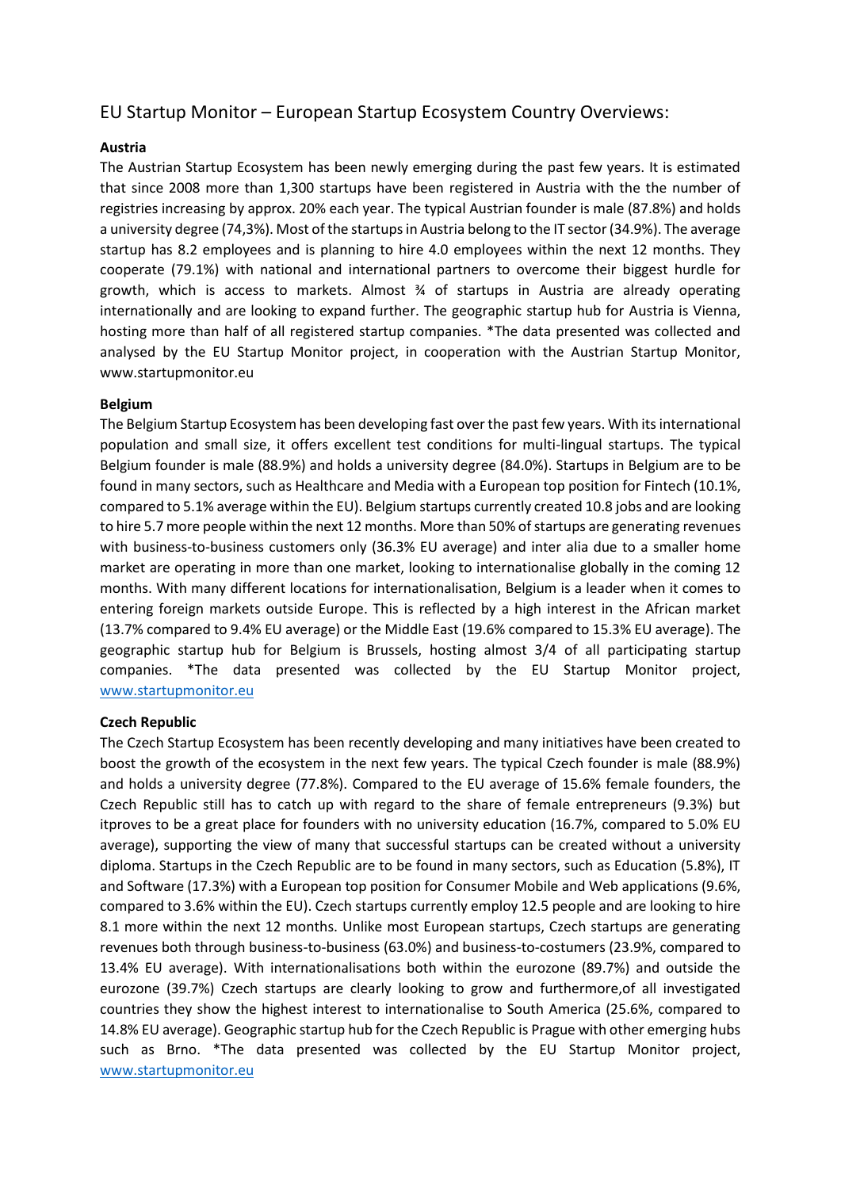# EU Startup Monitor – European Startup Ecosystem Country Overviews:

**Austria**

The Austrian Startup Ecosystem has been newly emerging during the past few years. It is estimated that since 2008 more than 1,300 startups have been registered in Austria with the the number of registries increasing by approx. 20% each year. The typical Austrian founder is male (87.8%) and holds a university degree (74,3%). Most of the startups in Austria belong to the IT sector (34.9%). The average startup has 8.2 employees and is planning to hire 4.0 employees within the next 12 months. They cooperate (79.1%) with national and international partners to overcome their biggest hurdle for growth, which is access to markets. Almost ¾ of startups in Austria are already operating internationally and are looking to expand further. The geographic startup hub for Austria is Vienna, hosting more than half of all registered startup companies. *The data presented was collected and analysed by the EU Startup Monitor project, in cooperation with the Austrian Startup Monitor, www.startupmonitor.eu

**Belgium**

The Belgium Startup Ecosystem has been developing fast over the past few years. With its international population and small size, it offers excellent test conditions for multi-lingual startups. The typical Belgium founder is male (88.9%) and holds a university degree (84.0%). Startups in Belgium are to be found in many sectors, such as Healthcare and Media with a European top position for Fintech (10.1%, compared to 5.1% average within the EU). Belgium startups currently created 10.8 jobs and are looking to hire 5.7 more people within the next 12 months. More than 50% of startups are generating revenues with business-to-business customers only (36.3% EU average) and inter alia due to a smaller home market are operating in more than one market, looking to internationalise globally in the coming 12 months. With many different locations for internationalisation, Belgium is a leader when it comes to entering foreign markets outside Europe. This is reflected by a high interest in the African market (13.7% compared to 9.4% EU average) or the Middle East (19.6% compared to 15.3% EU average). The geographic startup hub for Belgium is Brussels, hosting almost 3/4 of all participating startup companies. *The data presented was collected by the EU Startup Monitor project, www.startupmonitor.eu

**Czech Republic**

The Czech Startup Ecosystem has been recently developing and many initiatives have been created to boost the growth of the ecosystem in the next few years. The typical Czech founder is male (88.9%) and holds a university degree (77.8%). Compared to the EU average of 15.6% female founders, the Czech Republic still has to catch up with regard to the share of female entrepreneurs (9.3%) but itproves to be a great place for founders with no university education (16.7%, compared to 5.0% EU average), supporting the view of many that successful startups can be created without a university diploma. Startups in the Czech Republic are to be found in many sectors, such as Education (5.8%), IT and Software (17.3%) with a European top position for Consumer Mobile and Web applications (9.6%, compared to 3.6% within the EU). Czech startups currently employ 12.5 people and are looking to hire 8.1 more within the next 12 months. Unlike most European startups, Czech startups are generating revenues both through business-to-business (63.0%) and business-to-costumers (23.9%, compared to 13.4% EU average). With internationalisations both within the eurozone (89.7%) and outside the eurozone (39.7%) Czech startups are clearly looking to grow and furthermore,of all investigated countries they show the highest interest to internationalise to South America (25.6%, compared to 14.8% EU average). Geographic startup hub for the Czech Republic is Prague with other emerging hubs such as Brno. *The data presented was collected by the EU Startup Monitor project, www.startupmonitor.eu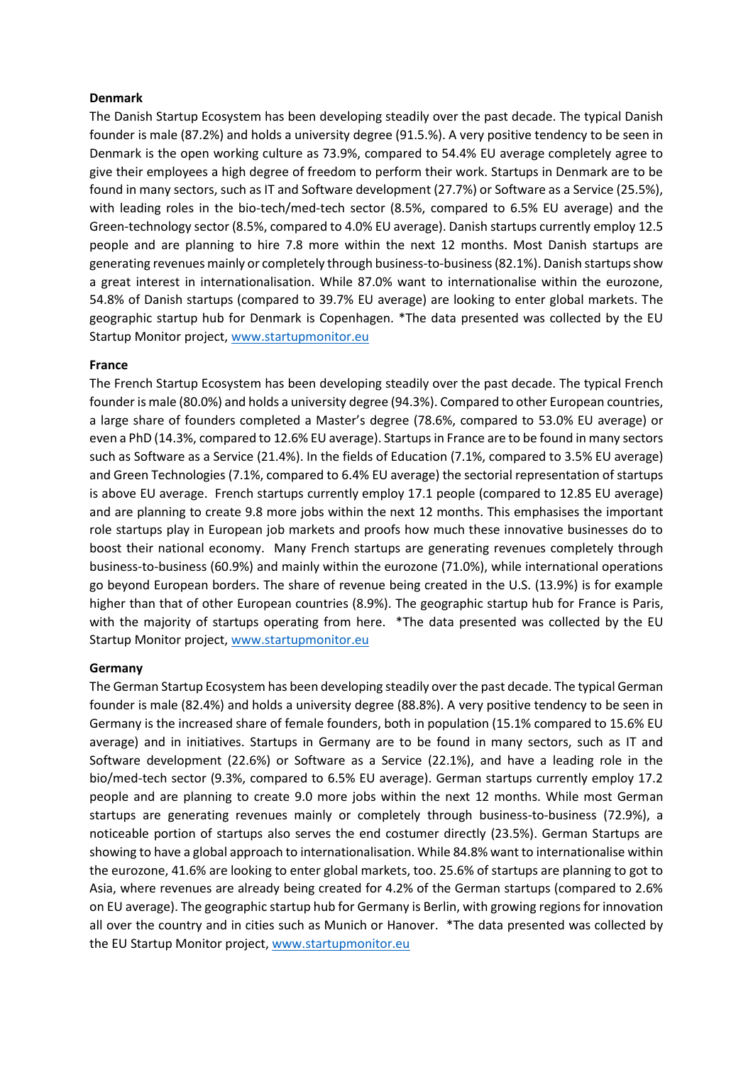**Denmark**

The Danish Startup Ecosystem has been developing steadily over the past decade. The typical Danish founder is male (87.2%) and holds a university degree (91.5.%). A very positive tendency to be seen in Denmark is the open working culture as 73.9%, compared to 54.4% EU average completely agree to give their employees a high degree of freedom to perform their work. Startups in Denmark are to be found in many sectors, such as IT and Software development (27.7%) or Software as a Service (25.5%), with leading roles in the bio-tech/med-tech sector (8.5%, compared to 6.5% EU average) and the Green-technology sector (8.5%, compared to 4.0% EU average). Danish startups currently employ 12.5 people and are planning to hire 7.8 more within the next 12 months. Most Danish startups are generating revenues mainly or completely through business-to-business (82.1%). Danish startups show a great interest in internationalisation. While 87.0% want to internationalise within the eurozone, 54.8% of Danish startups (compared to 39.7% EU average) are looking to enter global markets. The geographic startup hub for Denmark is Copenhagen. *The data presented was collected by the EU Startup Monitor project, www.startupmonitor.eu

**France**

The French Startup Ecosystem has been developing steadily over the past decade. The typical French founder is male (80.0%) and holds a university degree (94.3%). Compared to other European countries, a large share of founders completed a Master's degree (78.6%, compared to 53.0% EU average) or even a PhD (14.3%, compared to 12.6% EU average). Startups in France are to be found in many sectors such as Software as a Service (21.4%). In the fields of Education (7.1%, compared to 3.5% EU average) and Green Technologies (7.1%, compared to 6.4% EU average) the sectorial representation of startups is above EU average. French startups currently employ 17.1 people (compared to 12.85 EU average) and are planning to create 9.8 more jobs within the next 12 months. This emphasises the important role startups play in European job markets and proofs how much these innovative businesses do to boost their national economy. Many French startups are generating revenues completely through business-to-business (60.9%) and mainly within the eurozone (71.0%), while international operations go beyond European borders. The share of revenue being created in the U.S. (13.9%) is for example higher than that of other European countries (8.9%). The geographic startup hub for France is Paris, with the majority of startups operating from here. *The data presented was collected by the EU Startup Monitor project, www.startupmonitor.eu

**Germany**

The German Startup Ecosystem has been developing steadily over the past decade. The typical German founder is male (82.4%) and holds a university degree (88.8%). A very positive tendency to be seen in Germany is the increased share of female founders, both in population (15.1% compared to 15.6% EU average) and in initiatives. Startups in Germany are to be found in many sectors, such as IT and Software development (22.6%) or Software as a Service (22.1%), and have a leading role in the bio/med-tech sector (9.3%, compared to 6.5% EU average). German startups currently employ 17.2 people and are planning to create 9.0 more jobs within the next 12 months. While most German startups are generating revenues mainly or completely through business-to-business (72.9%), a noticeable portion of startups also serves the end costumer directly (23.5%). German Startups are showing to have a global approach to internationalisation. While 84.8% want to internationalise within the eurozone, 41.6% are looking to enter global markets, too. 25.6% of startups are planning to got to Asia, where revenues are already being created for 4.2% of the German startups (compared to 2.6% on EU average). The geographic startup hub for Germany is Berlin, with growing regions for innovation all over the country and in cities such as Munich or Hanover. *The data presented was collected by the EU Startup Monitor project, www.startupmonitor.eu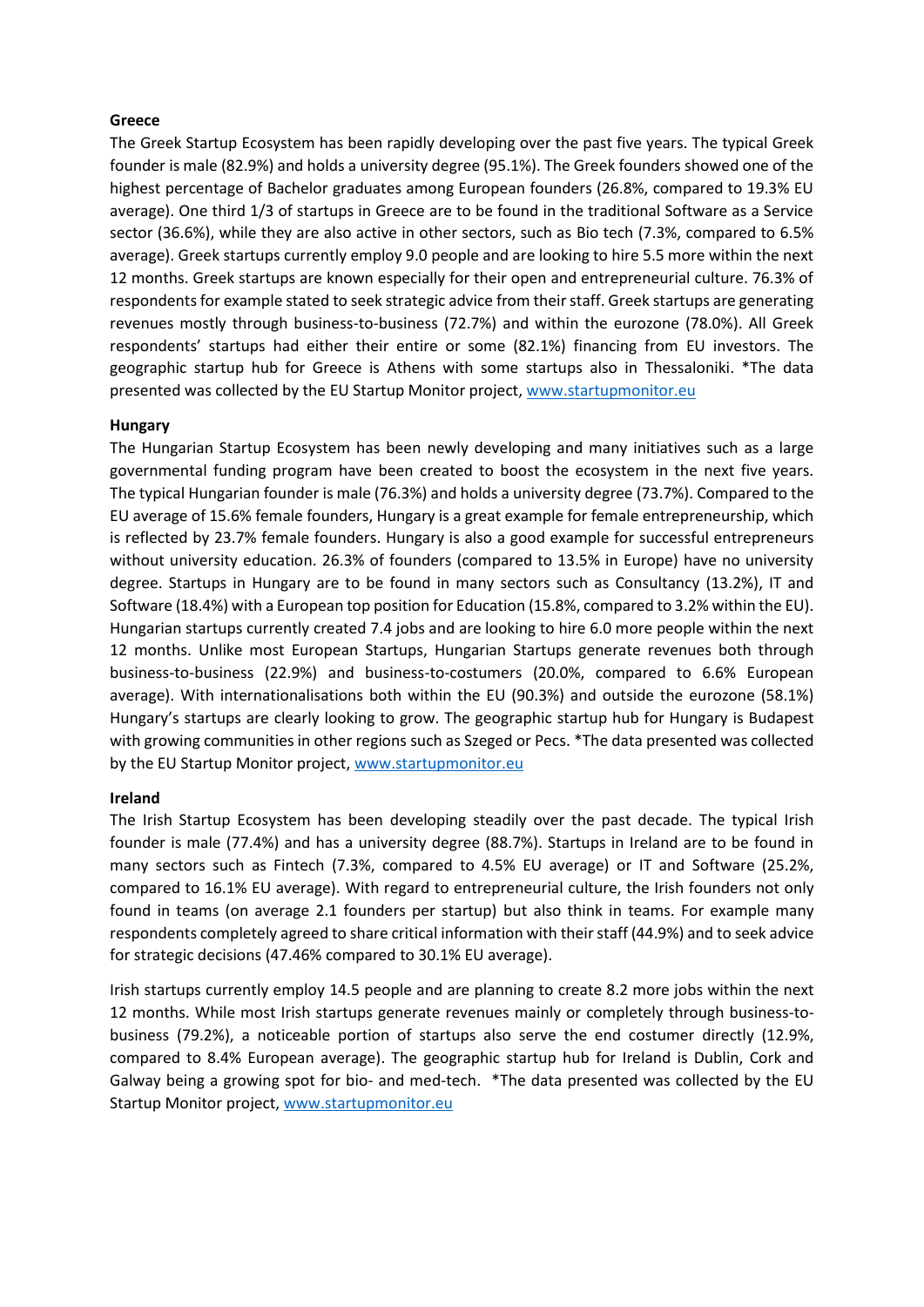**Greece**

The Greek Startup Ecosystem has been rapidly developing over the past five years. The typical Greek founder is male (82.9%) and holds a university degree (95.1%). The Greek founders showed one of the highest percentage of Bachelor graduates among European founders (26.8%, compared to 19.3% EU average). One third 1/3 of startups in Greece are to be found in the traditional Software as a Service sector (36.6%), while they are also active in other sectors, such as Bio tech (7.3%, compared to 6.5% average). Greek startups currently employ 9.0 people and are looking to hire 5.5 more within the next 12 months. Greek startups are known especially for their open and entrepreneurial culture. 76.3% of respondents for example stated to seek strategic advice from their staff. Greek startups are generating revenues mostly through business-to-business (72.7%) and within the eurozone (78.0%). All Greek respondents' startups had either their entire or some (82.1%) financing from EU investors. The geographic startup hub for Greece is Athens with some startups also in Thessaloniki. *The data presented was collected by the EU Startup Monitor project, www.startupmonitor.eu

**Hungary**

The Hungarian Startup Ecosystem has been newly developing and many initiatives such as a large governmental funding program have been created to boost the ecosystem in the next five years. The typical Hungarian founder is male (76.3%) and holds a university degree (73.7%). Compared to the EU average of 15.6% female founders, Hungary is a great example for female entrepreneurship, which is reflected by 23.7% female founders. Hungary is also a good example for successful entrepreneurs without university education. 26.3% of founders (compared to 13.5% in Europe) have no university degree. Startups in Hungary are to be found in many sectors such as Consultancy (13.2%), IT and Software (18.4%) with a European top position for Education (15.8%, compared to 3.2% within the EU). Hungarian startups currently created 7.4 jobs and are looking to hire 6.0 more people within the next 12 months. Unlike most European Startups, Hungarian Startups generate revenues both through business-to-business (22.9%) and business-to-costumers (20.0%, compared to 6.6% European average). With internationalisations both within the EU (90.3%) and outside the eurozone (58.1%) Hungary's startups are clearly looking to grow. The geographic startup hub for Hungary is Budapest with growing communities in other regions such as Szeged or Pecs. *The data presented was collected by the EU Startup Monitor project, www.startupmonitor.eu

**Ireland**

The Irish Startup Ecosystem has been developing steadily over the past decade. The typical Irish founder is male (77.4%) and has a university degree (88.7%). Startups in Ireland are to be found in many sectors such as Fintech (7.3%, compared to 4.5% EU average) or IT and Software (25.2%, compared to 16.1% EU average). With regard to entrepreneurial culture, the Irish founders not only found in teams (on average 2.1 founders per startup) but also think in teams. For example many respondents completely agreed to share critical information with their staff (44.9%) and to seek advice for strategic decisions (47.46% compared to 30.1% EU average).

Irish startups currently employ 14.5 people and are planning to create 8.2 more jobs within the next 12 months. While most Irish startups generate revenues mainly or completely through business-to-business (79.2%), a noticeable portion of startups also serve the end costumer directly (12.9%, compared to 8.4% European average). The geographic startup hub for Ireland is Dublin, Cork and Galway being a growing spot for bio- and med-tech. *The data presented was collected by the EU Startup Monitor project, www.startupmonitor.eu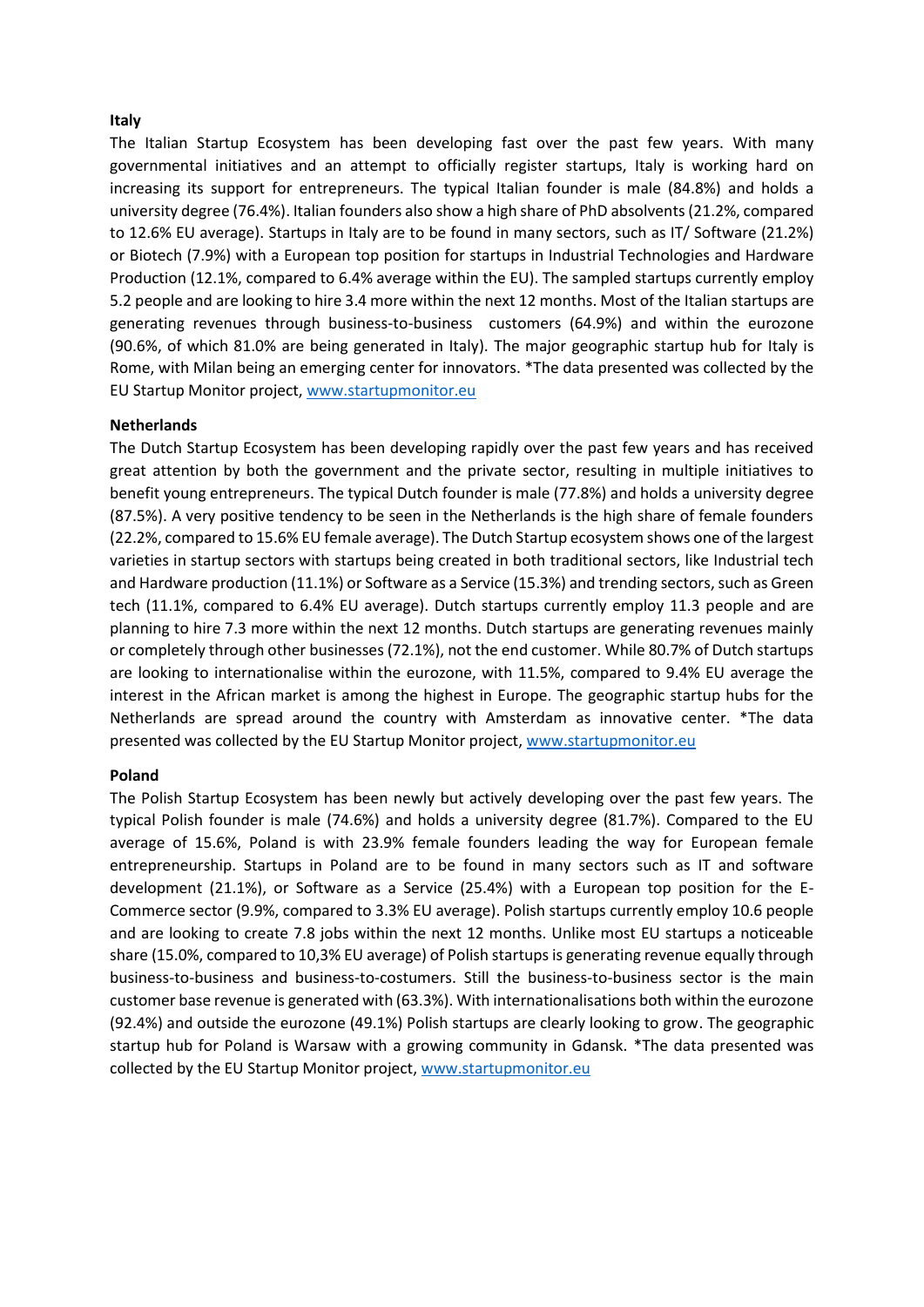**Italy**

The Italian Startup Ecosystem has been developing fast over the past few years. With many governmental initiatives and an attempt to officially register startups, Italy is working hard on increasing its support for entrepreneurs. The typical Italian founder is male (84.8%) and holds a university degree (76.4%). Italian founders also show a high share of PhD absolvents (21.2%, compared to 12.6% EU average). Startups in Italy are to be found in many sectors, such as IT/ Software (21.2%) or Biotech (7.9%) with a European top position for startups in Industrial Technologies and Hardware Production (12.1%, compared to 6.4% average within the EU). The sampled startups currently employ 5.2 people and are looking to hire 3.4 more within the next 12 months. Most of the Italian startups are generating revenues through business-to-business customers (64.9%) and within the eurozone (90.6%, of which 81.0% are being generated in Italy). The major geographic startup hub for Italy is Rome, with Milan being an emerging center for innovators. *The data presented was collected by the EU Startup Monitor project, www.startupmonitor.eu

**Netherlands**

The Dutch Startup Ecosystem has been developing rapidly over the past few years and has received great attention by both the government and the private sector, resulting in multiple initiatives to benefit young entrepreneurs. The typical Dutch founder is male (77.8%) and holds a university degree (87.5%). A very positive tendency to be seen in the Netherlands is the high share of female founders (22.2%, compared to 15.6% EU female average). The Dutch Startup ecosystem shows one of the largest varieties in startup sectors with startups being created in both traditional sectors, like Industrial tech and Hardware production (11.1%) or Software as a Service (15.3%) and trending sectors, such as Green tech (11.1%, compared to 6.4% EU average). Dutch startups currently employ 11.3 people and are planning to hire 7.3 more within the next 12 months. Dutch startups are generating revenues mainly or completely through other businesses (72.1%), not the end customer. While 80.7% of Dutch startups are looking to internationalise within the eurozone, with 11.5%, compared to 9.4% EU average the interest in the African market is among the highest in Europe. The geographic startup hubs for the Netherlands are spread around the country with Amsterdam as innovative center. *The data presented was collected by the EU Startup Monitor project, www.startupmonitor.eu

**Poland**

The Polish Startup Ecosystem has been newly but actively developing over the past few years. The typical Polish founder is male (74.6%) and holds a university degree (81.7%). Compared to the EU average of 15.6%, Poland is with 23.9% female founders leading the way for European female entrepreneurship. Startups in Poland are to be found in many sectors such as IT and software development (21.1%), or Software as a Service (25.4%) with a European top position for the E-Commerce sector (9.9%, compared to 3.3% EU average). Polish startups currently employ 10.6 people and are looking to create 7.8 jobs within the next 12 months. Unlike most EU startups a noticeable share (15.0%, compared to 10,3% EU average) of Polish startups is generating revenue equally through business-to-business and business-to-costumers. Still the business-to-business sector is the main customer base revenue is generated with (63.3%). With internationalisations both within the eurozone (92.4%) and outside the eurozone (49.1%) Polish startups are clearly looking to grow. The geographic startup hub for Poland is Warsaw with a growing community in Gdansk. *The data presented was collected by the EU Startup Monitor project, www.startupmonitor.eu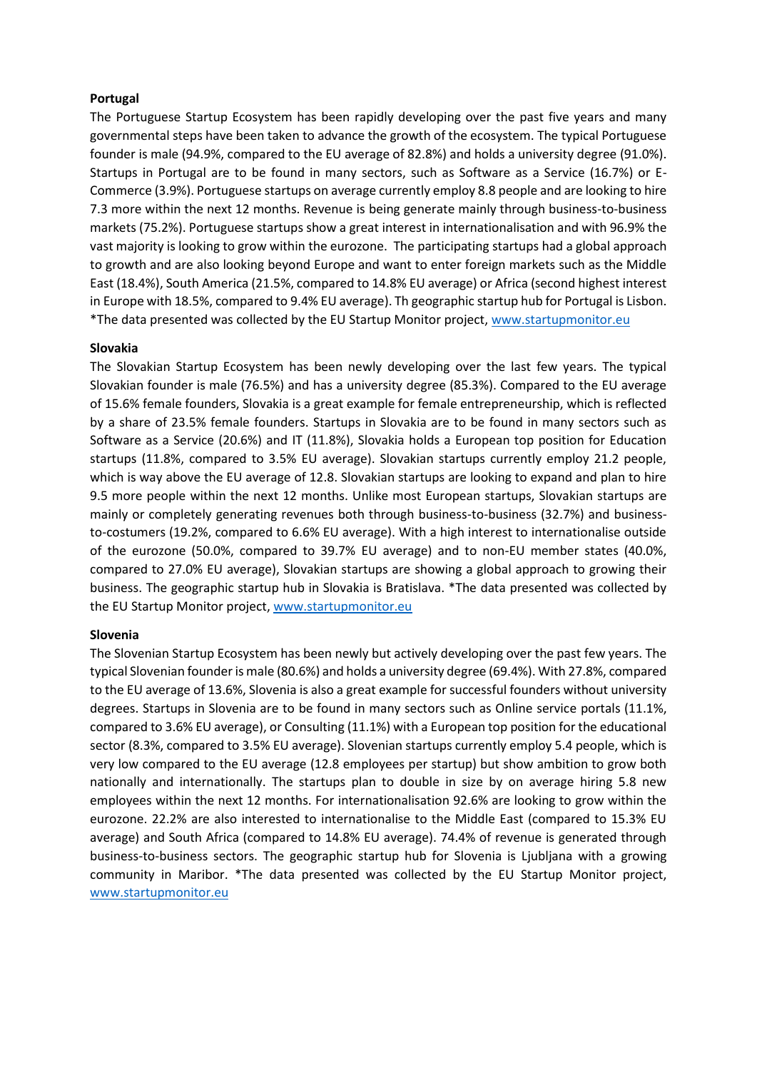**Portugal**

The Portuguese Startup Ecosystem has been rapidly developing over the past five years and many governmental steps have been taken to advance the growth of the ecosystem. The typical Portuguese founder is male (94.9%, compared to the EU average of 82.8%) and holds a university degree (91.0%). Startups in Portugal are to be found in many sectors, such as Software as a Service (16.7%) or E-Commerce (3.9%). Portuguese startups on average currently employ 8.8 people and are looking to hire 7.3 more within the next 12 months. Revenue is being generate mainly through business-to-business markets (75.2%). Portuguese startups show a great interest in internationalisation and with 96.9% the vast majority is looking to grow within the eurozone. The participating startups had a global approach to growth and are also looking beyond Europe and want to enter foreign markets such as the Middle East (18.4%), South America (21.5%, compared to 14.8% EU average) or Africa (second highest interest in Europe with 18.5%, compared to 9.4% EU average). Th geographic startup hub for Portugal is Lisbon. *The data presented was collected by the EU Startup Monitor project, www.startupmonitor.eu

**Slovakia**

The Slovakian Startup Ecosystem has been newly developing over the last few years. The typical Slovakian founder is male (76.5%) and has a university degree (85.3%). Compared to the EU average of 15.6% female founders, Slovakia is a great example for female entrepreneurship, which is reflected by a share of 23.5% female founders. Startups in Slovakia are to be found in many sectors such as Software as a Service (20.6%) and IT (11.8%), Slovakia holds a European top position for Education startups (11.8%, compared to 3.5% EU average). Slovakian startups currently employ 21.2 people, which is way above the EU average of 12.8. Slovakian startups are looking to expand and plan to hire 9.5 more people within the next 12 months. Unlike most European startups, Slovakian startups are mainly or completely generating revenues both through business-to-business (32.7%) and business-to-costumers (19.2%, compared to 6.6% EU average). With a high interest to internationalise outside of the eurozone (50.0%, compared to 39.7% EU average) and to non-EU member states (40.0%, compared to 27.0% EU average), Slovakian startups are showing a global approach to growing their business. The geographic startup hub in Slovakia is Bratislava. *The data presented was collected by the EU Startup Monitor project, www.startupmonitor.eu

**Slovenia**

The Slovenian Startup Ecosystem has been newly but actively developing over the past few years. The typical Slovenian founder is male (80.6%) and holds a university degree (69.4%). With 27.8%, compared to the EU average of 13.6%, Slovenia is also a great example for successful founders without university degrees. Startups in Slovenia are to be found in many sectors such as Online service portals (11.1%, compared to 3.6% EU average), or Consulting (11.1%) with a European top position for the educational sector (8.3%, compared to 3.5% EU average). Slovenian startups currently employ 5.4 people, which is very low compared to the EU average (12.8 employees per startup) but show ambition to grow both nationally and internationally. The startups plan to double in size by on average hiring 5.8 new employees within the next 12 months. For internationalisation 92.6% are looking to grow within the eurozone. 22.2% are also interested to internationalise to the Middle East (compared to 15.3% EU average) and South Africa (compared to 14.8% EU average). 74.4% of revenue is generated through business-to-business sectors. The geographic startup hub for Slovenia is Ljubljana with a growing community in Maribor. *The data presented was collected by the EU Startup Monitor project, www.startupmonitor.eu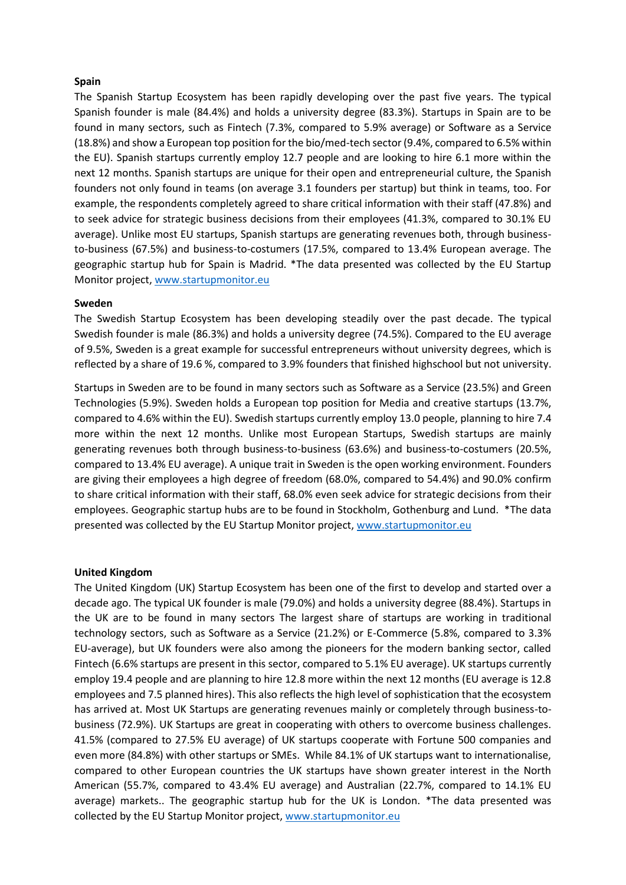**Spain**

The Spanish Startup Ecosystem has been rapidly developing over the past five years. The typical Spanish founder is male (84.4%) and holds a university degree (83.3%). Startups in Spain are to be found in many sectors, such as Fintech (7.3%, compared to 5.9% average) or Software as a Service (18.8%) and show a European top position for the bio/med-tech sector (9.4%, compared to 6.5% within the EU). Spanish startups currently employ 12.7 people and are looking to hire 6.1 more within the next 12 months. Spanish startups are unique for their open and entrepreneurial culture, the Spanish founders not only found in teams (on average 3.1 founders per startup) but think in teams, too. For example, the respondents completely agreed to share critical information with their staff (47.8%) and to seek advice for strategic business decisions from their employees (41.3%, compared to 30.1% EU average). Unlike most EU startups, Spanish startups are generating revenues both, through business-to-business (67.5%) and business-to-costumers (17.5%, compared to 13.4% European average. The geographic startup hub for Spain is Madrid. *The data presented was collected by the EU Startup Monitor project, www.startupmonitor.eu

**Sweden**

The Swedish Startup Ecosystem has been developing steadily over the past decade. The typical Swedish founder is male (86.3%) and holds a university degree (74.5%). Compared to the EU average of 9.5%, Sweden is a great example for successful entrepreneurs without university degrees, which is reflected by a share of 19.6 %, compared to 3.9% founders that finished highschool but not university.

Startups in Sweden are to be found in many sectors such as Software as a Service (23.5%) and Green Technologies (5.9%). Sweden holds a European top position for Media and creative startups (13.7%, compared to 4.6% within the EU). Swedish startups currently employ 13.0 people, planning to hire 7.4 more within the next 12 months. Unlike most European Startups, Swedish startups are mainly generating revenues both through business-to-business (63.6%) and business-to-costumers (20.5%, compared to 13.4% EU average). A unique trait in Sweden is the open working environment. Founders are giving their employees a high degree of freedom (68.0%, compared to 54.4%) and 90.0% confirm to share critical information with their staff, 68.0% even seek advice for strategic decisions from their employees. Geographic startup hubs are to be found in Stockholm, Gothenburg and Lund. *The data presented was collected by the EU Startup Monitor project, www.startupmonitor.eu

**United Kingdom**

The United Kingdom (UK) Startup Ecosystem has been one of the first to develop and started over a decade ago. The typical UK founder is male (79.0%) and holds a university degree (88.4%). Startups in the UK are to be found in many sectors The largest share of startups are working in traditional technology sectors, such as Software as a Service (21.2%) or E-Commerce (5.8%, compared to 3.3% EU-average), but UK founders were also among the pioneers for the modern banking sector, called Fintech (6.6% startups are present in this sector, compared to 5.1% EU average). UK startups currently employ 19.4 people and are planning to hire 12.8 more within the next 12 months (EU average is 12.8 employees and 7.5 planned hires). This also reflects the high level of sophistication that the ecosystem has arrived at. Most UK Startups are generating revenues mainly or completely through business-to-business (72.9%). UK Startups are great in cooperating with others to overcome business challenges. 41.5% (compared to 27.5% EU average) of UK startups cooperate with Fortune 500 companies and even more (84.8%) with other startups or SMEs. While 84.1% of UK startups want to internationalise, compared to other European countries the UK startups have shown greater interest in the North American (55.7%, compared to 43.4% EU average) and Australian (22.7%, compared to 14.1% EU average) markets.. The geographic startup hub for the UK is London. *The data presented was collected by the EU Startup Monitor project, www.startupmonitor.eu